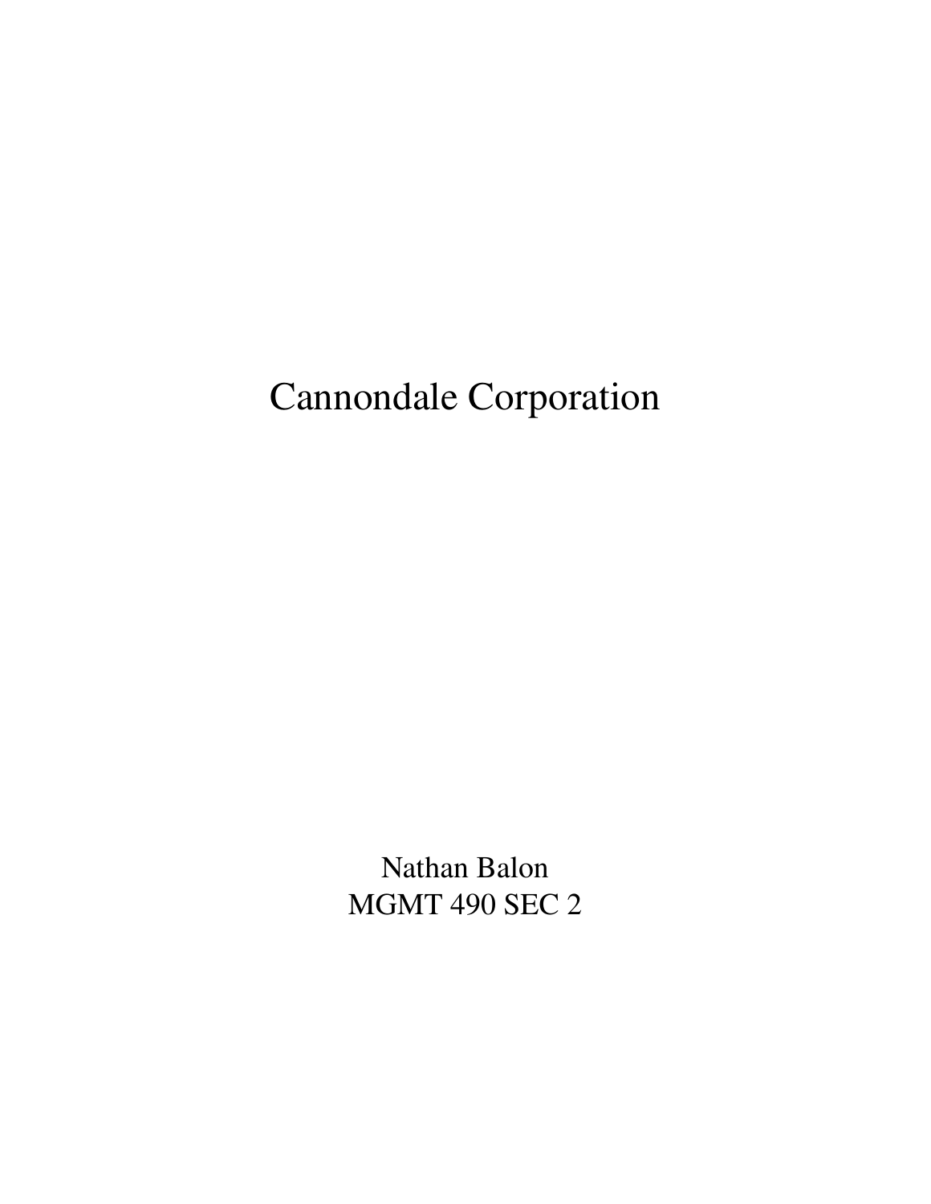# Cannondale Corporation

Nathan Balon
MGMT 490 SEC 2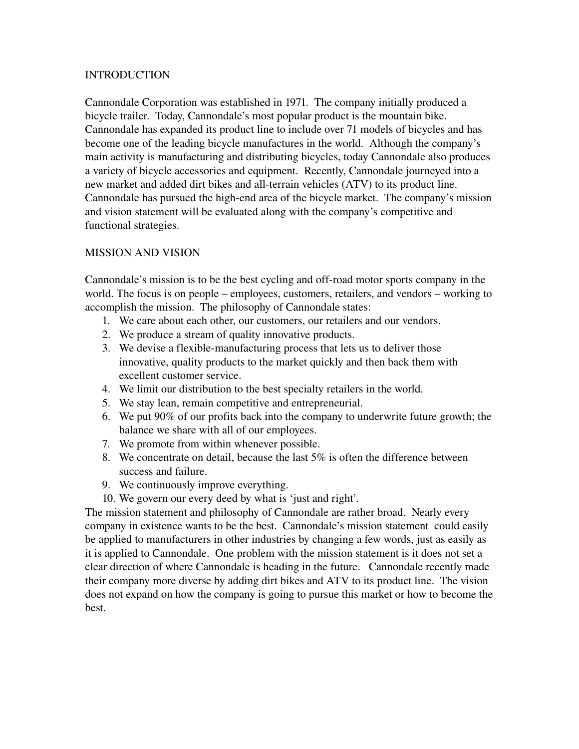## INTRODUCTION

Cannondale Corporation was established in 1971. The company initially produced a bicycle trailer. Today, Cannondale's most popular product is the mountain bike. Cannondale has expanded its product line to include over 71 models of bicycles and has become one of the leading bicycle manufactures in the world. Although the company's main activity is manufacturing and distributing bicycles, today Cannondale also produces a variety of bicycle accessories and equipment. Recently, Cannondale journeyed into a new market and added dirt bikes and all-terrain vehicles (ATV) to its product line. Cannondale has pursued the high-end area of the bicycle market. The company's mission and vision statement will be evaluated along with the company's competitive and functional strategies.

## MISSION AND VISION

Cannondale's mission is to be the best cycling and off-road motor sports company in the world. The focus is on people – employees, customers, retailers, and vendors – working to accomplish the mission. The philosophy of Cannondale states:

1. We care about each other, our customers, our retailers and our vendors.
2. We produce a stream of quality innovative products.
3. We devise a flexible-manufacturing process that lets us to deliver those innovative, quality products to the market quickly and then back them with excellent customer service.
4. We limit our distribution to the best specialty retailers in the world.
5. We stay lean, remain competitive and entrepreneurial.
6. We put 90% of our profits back into the company to underwrite future growth; the balance we share with all of our employees.
7. We promote from within whenever possible.
8. We concentrate on detail, because the last 5% is often the difference between success and failure.
9. We continuously improve everything.
10. We govern our every deed by what is 'just and right'.

The mission statement and philosophy of Cannondale are rather broad. Nearly every company in existence wants to be the best. Cannondale's mission statement could easily be applied to manufacturers in other industries by changing a few words, just as easily as it is applied to Cannondale. One problem with the mission statement is it does not set a clear direction of where Cannondale is heading in the future. Cannondale recently made their company more diverse by adding dirt bikes and ATV to its product line. The vision does not expand on how the company is going to pursue this market or how to become the best.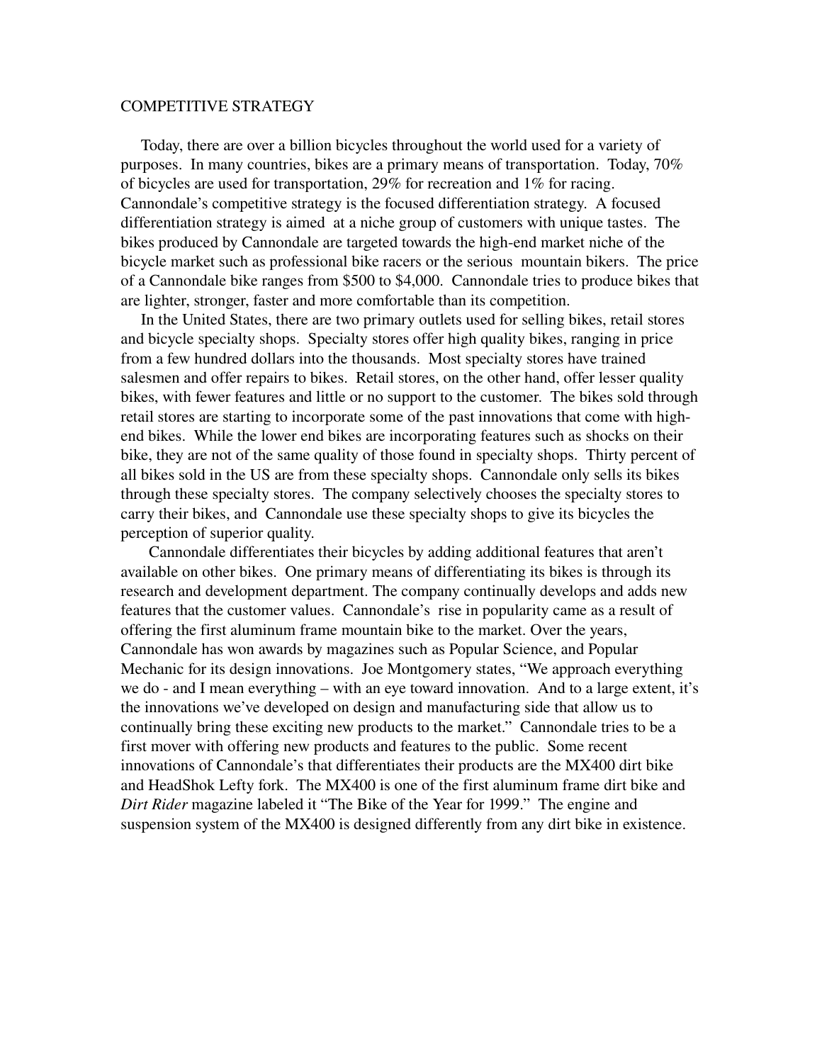## COMPETITIVE STRATEGY

Today, there are over a billion bicycles throughout the world used for a variety of purposes. In many countries, bikes are a primary means of transportation. Today, 70% of bicycles are used for transportation, 29% for recreation and 1% for racing. Cannondale's competitive strategy is the focused differentiation strategy. A focused differentiation strategy is aimed at a niche group of customers with unique tastes. The bikes produced by Cannondale are targeted towards the high-end market niche of the bicycle market such as professional bike racers or the serious mountain bikers. The price of a Cannondale bike ranges from $500 to $4,000. Cannondale tries to produce bikes that are lighter, stronger, faster and more comfortable than its competition.

In the United States, there are two primary outlets used for selling bikes, retail stores and bicycle specialty shops. Specialty stores offer high quality bikes, ranging in price from a few hundred dollars into the thousands. Most specialty stores have trained salesmen and offer repairs to bikes. Retail stores, on the other hand, offer lesser quality bikes, with fewer features and little or no support to the customer. The bikes sold through retail stores are starting to incorporate some of the past innovations that come with high-end bikes. While the lower end bikes are incorporating features such as shocks on their bike, they are not of the same quality of those found in specialty shops. Thirty percent of all bikes sold in the US are from these specialty shops. Cannondale only sells its bikes through these specialty stores. The company selectively chooses the specialty stores to carry their bikes, and Cannondale use these specialty shops to give its bicycles the perception of superior quality.

Cannondale differentiates their bicycles by adding additional features that aren't available on other bikes. One primary means of differentiating its bikes is through its research and development department. The company continually develops and adds new features that the customer values. Cannondale's rise in popularity came as a result of offering the first aluminum frame mountain bike to the market. Over the years, Cannondale has won awards by magazines such as Popular Science, and Popular Mechanic for its design innovations. Joe Montgomery states, "We approach everything we do - and I mean everything – with an eye toward innovation. And to a large extent, it's the innovations we've developed on design and manufacturing side that allow us to continually bring these exciting new products to the market." Cannondale tries to be a first mover with offering new products and features to the public. Some recent innovations of Cannondale's that differentiates their products are the MX400 dirt bike and HeadShok Lefty fork. The MX400 is one of the first aluminum frame dirt bike and *Dirt Rider* magazine labeled it "The Bike of the Year for 1999." The engine and suspension system of the MX400 is designed differently from any dirt bike in existence.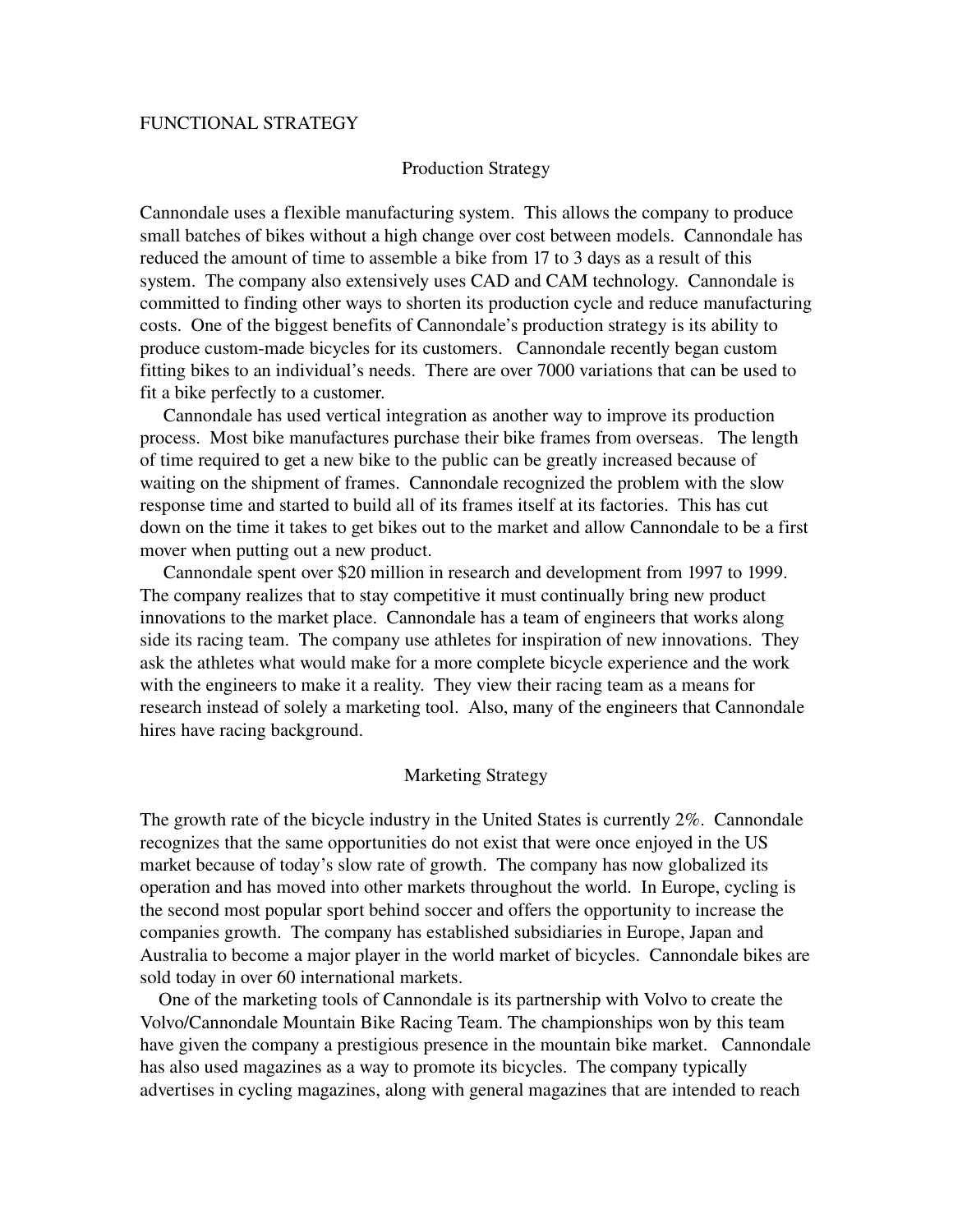# FUNCTIONAL STRATEGY

## Production Strategy

Cannondale uses a flexible manufacturing system. This allows the company to produce small batches of bikes without a high change over cost between models. Cannondale has reduced the amount of time to assemble a bike from 17 to 3 days as a result of this system. The company also extensively uses CAD and CAM technology. Cannondale is committed to finding other ways to shorten its production cycle and reduce manufacturing costs. One of the biggest benefits of Cannondale's production strategy is its ability to produce custom-made bicycles for its customers. Cannondale recently began custom fitting bikes to an individual's needs. There are over 7000 variations that can be used to fit a bike perfectly to a customer.

Cannondale has used vertical integration as another way to improve its production process. Most bike manufactures purchase their bike frames from overseas. The length of time required to get a new bike to the public can be greatly increased because of waiting on the shipment of frames. Cannondale recognized the problem with the slow response time and started to build all of its frames itself at its factories. This has cut down on the time it takes to get bikes out to the market and allow Cannondale to be a first mover when putting out a new product.

Cannondale spent over $20 million in research and development from 1997 to 1999. The company realizes that to stay competitive it must continually bring new product innovations to the market place. Cannondale has a team of engineers that works along side its racing team. The company use athletes for inspiration of new innovations. They ask the athletes what would make for a more complete bicycle experience and the work with the engineers to make it a reality. They view their racing team as a means for research instead of solely a marketing tool. Also, many of the engineers that Cannondale hires have racing background.

## Marketing Strategy

The growth rate of the bicycle industry in the United States is currently 2%. Cannondale recognizes that the same opportunities do not exist that were once enjoyed in the US market because of today's slow rate of growth. The company has now globalized its operation and has moved into other markets throughout the world. In Europe, cycling is the second most popular sport behind soccer and offers the opportunity to increase the companies growth. The company has established subsidiaries in Europe, Japan and Australia to become a major player in the world market of bicycles. Cannondale bikes are sold today in over 60 international markets.

One of the marketing tools of Cannondale is its partnership with Volvo to create the Volvo/Cannondale Mountain Bike Racing Team. The championships won by this team have given the company a prestigious presence in the mountain bike market. Cannondale has also used magazines as a way to promote its bicycles. The company typically advertises in cycling magazines, along with general magazines that are intended to reach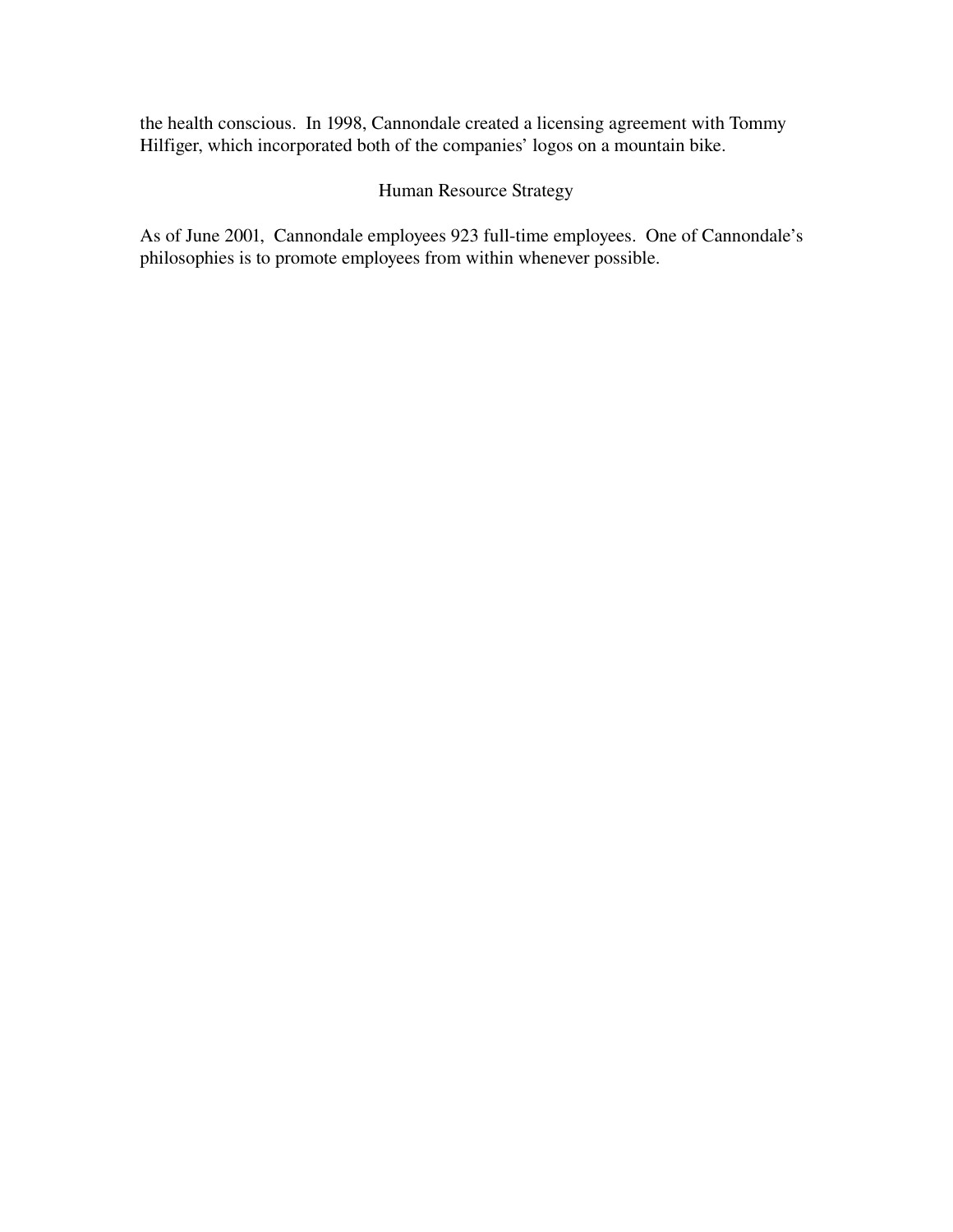the health conscious. In 1998, Cannondale created a licensing agreement with Tommy Hilfiger, which incorporated both of the companies' logos on a mountain bike.

## Human Resource Strategy

As of June 2001, Cannondale employees 923 full-time employees. One of Cannondale's philosophies is to promote employees from within whenever possible.